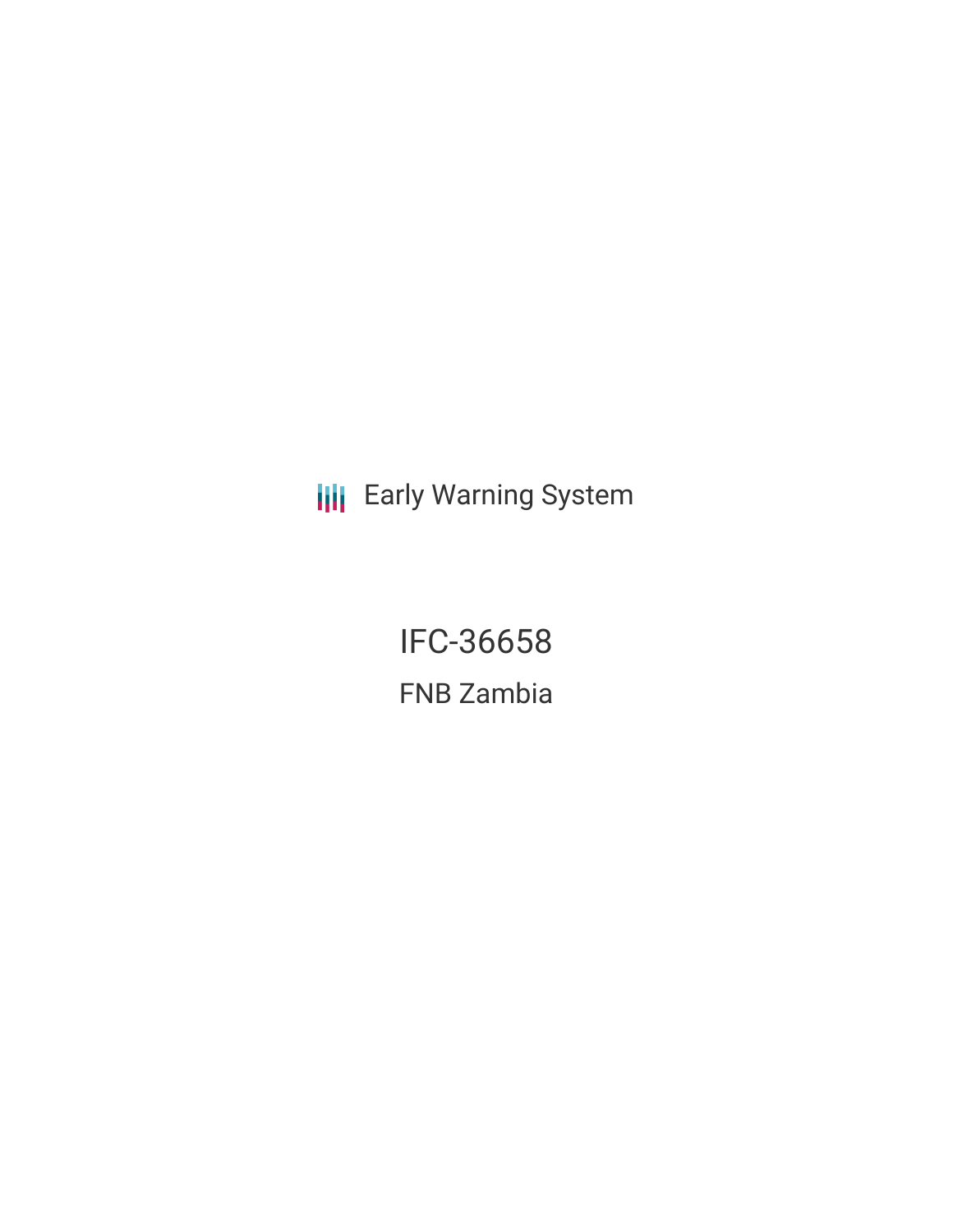Early Warning System

# IFC-36658

## FNB Zambia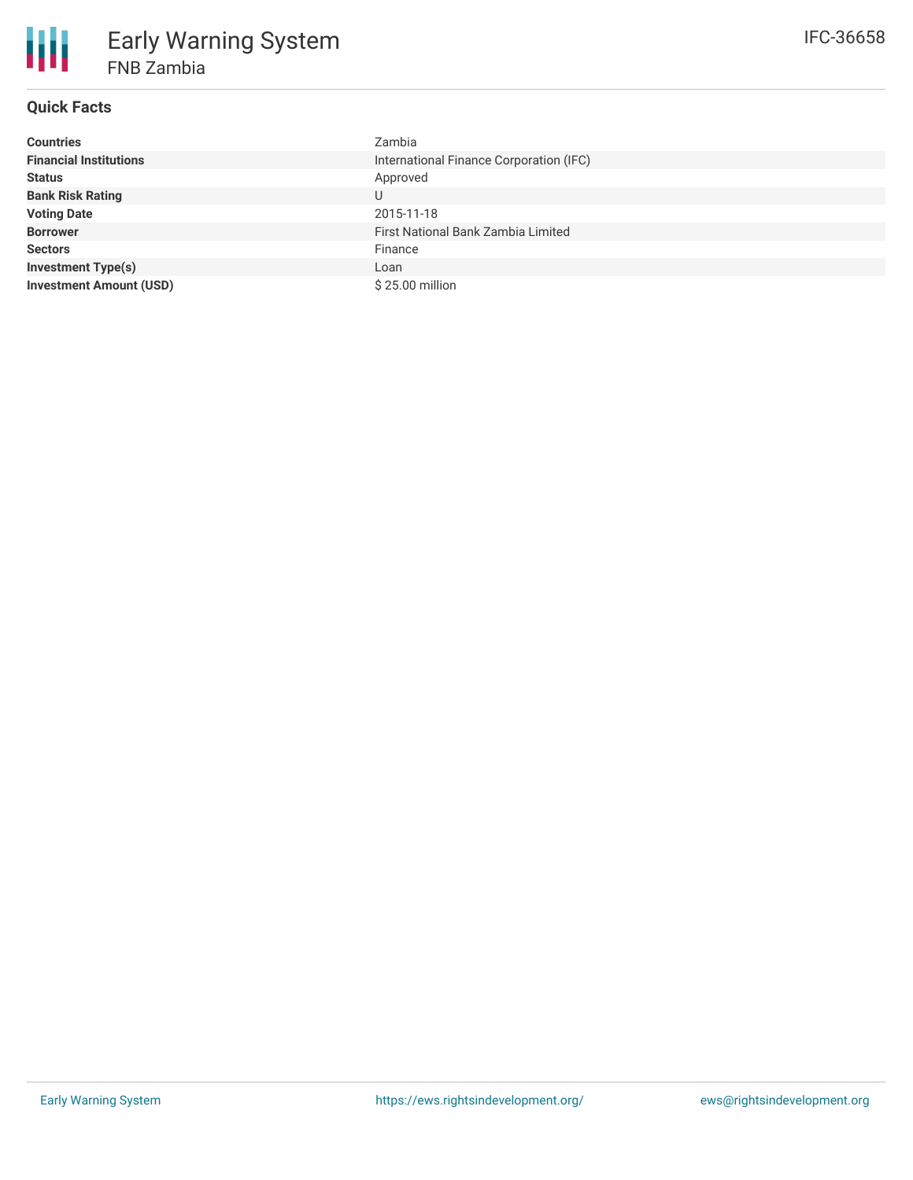# Early Warning System

## FNB Zambia

IFC-36658

### Quick Facts

| | |
|---|---|
| **Countries** | Zambia |
| **Financial Institutions** | International Finance Corporation (IFC) |
| **Status** | Approved |
| **Bank Risk Rating** | U |
| **Voting Date** | 2015-11-18 |
| **Borrower** | First National Bank Zambia Limited |
| **Sectors** | Finance |
| **Investment Type(s)** | Loan |
| **Investment Amount (USD)** | $ 25.00 million |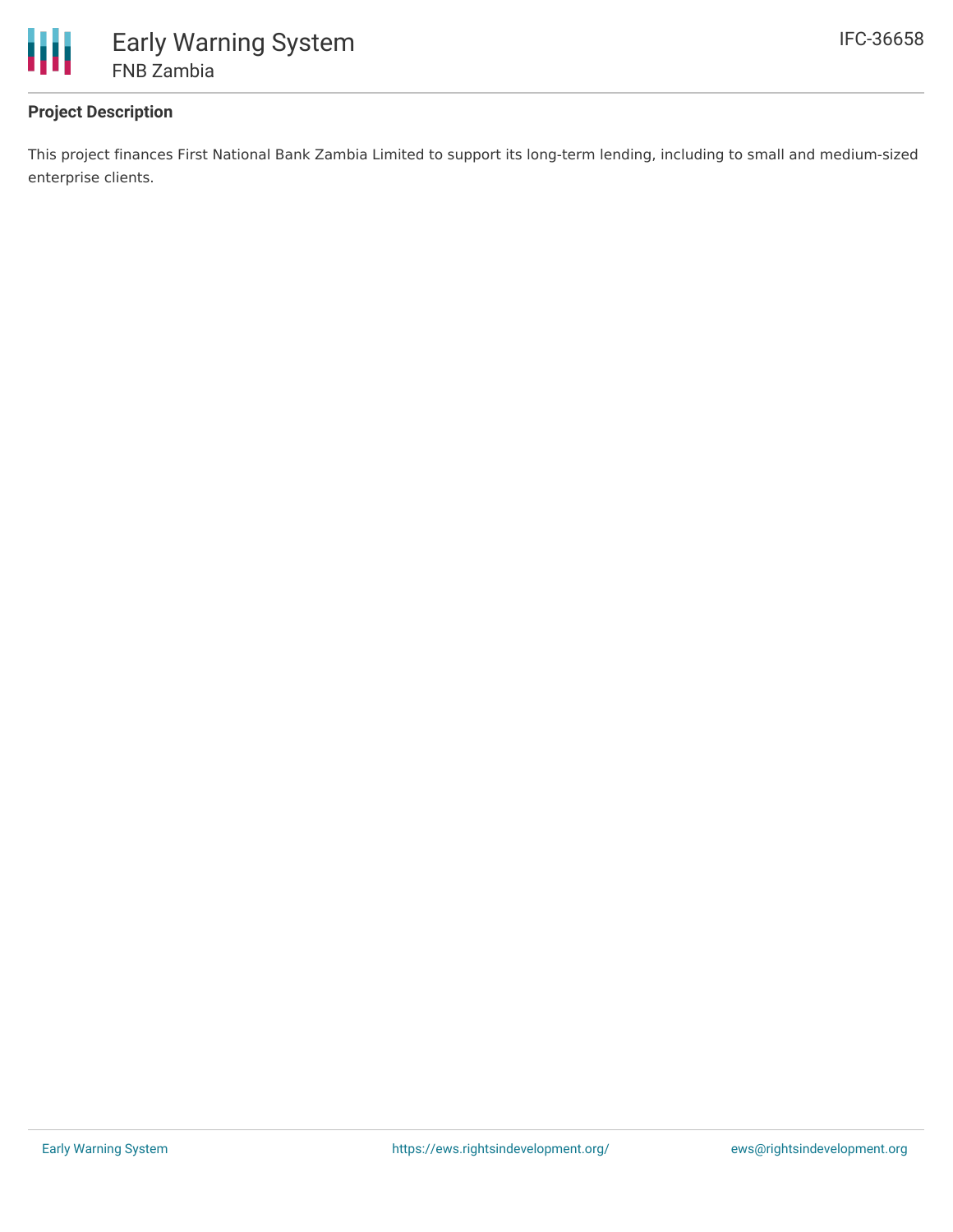## Project Description

This project finances First National Bank Zambia Limited to support its long-term lending, including to small and medium-sized enterprise clients.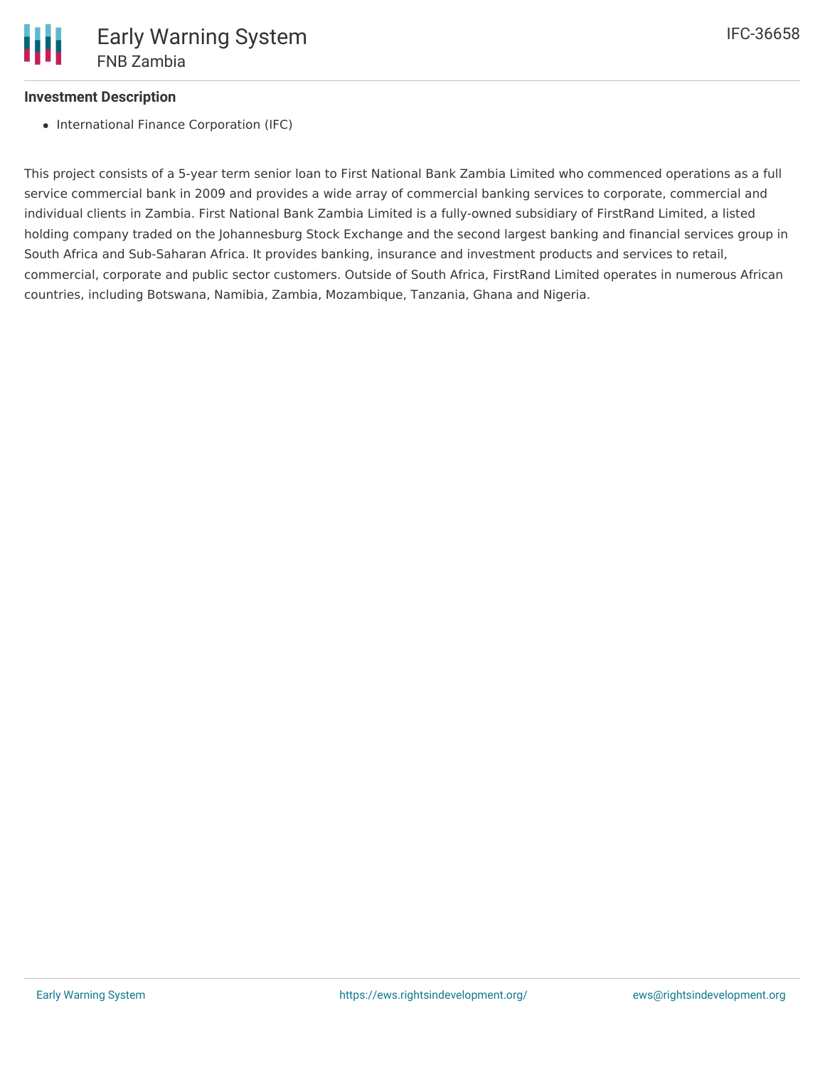## Investment Description

- International Finance Corporation (IFC)

This project consists of a 5-year term senior loan to First National Bank Zambia Limited who commenced operations as a full service commercial bank in 2009 and provides a wide array of commercial banking services to corporate, commercial and individual clients in Zambia. First National Bank Zambia Limited is a fully-owned subsidiary of FirstRand Limited, a listed holding company traded on the Johannesburg Stock Exchange and the second largest banking and financial services group in South Africa and Sub-Saharan Africa. It provides banking, insurance and investment products and services to retail, commercial, corporate and public sector customers. Outside of South Africa, FirstRand Limited operates in numerous African countries, including Botswana, Namibia, Zambia, Mozambique, Tanzania, Ghana and Nigeria.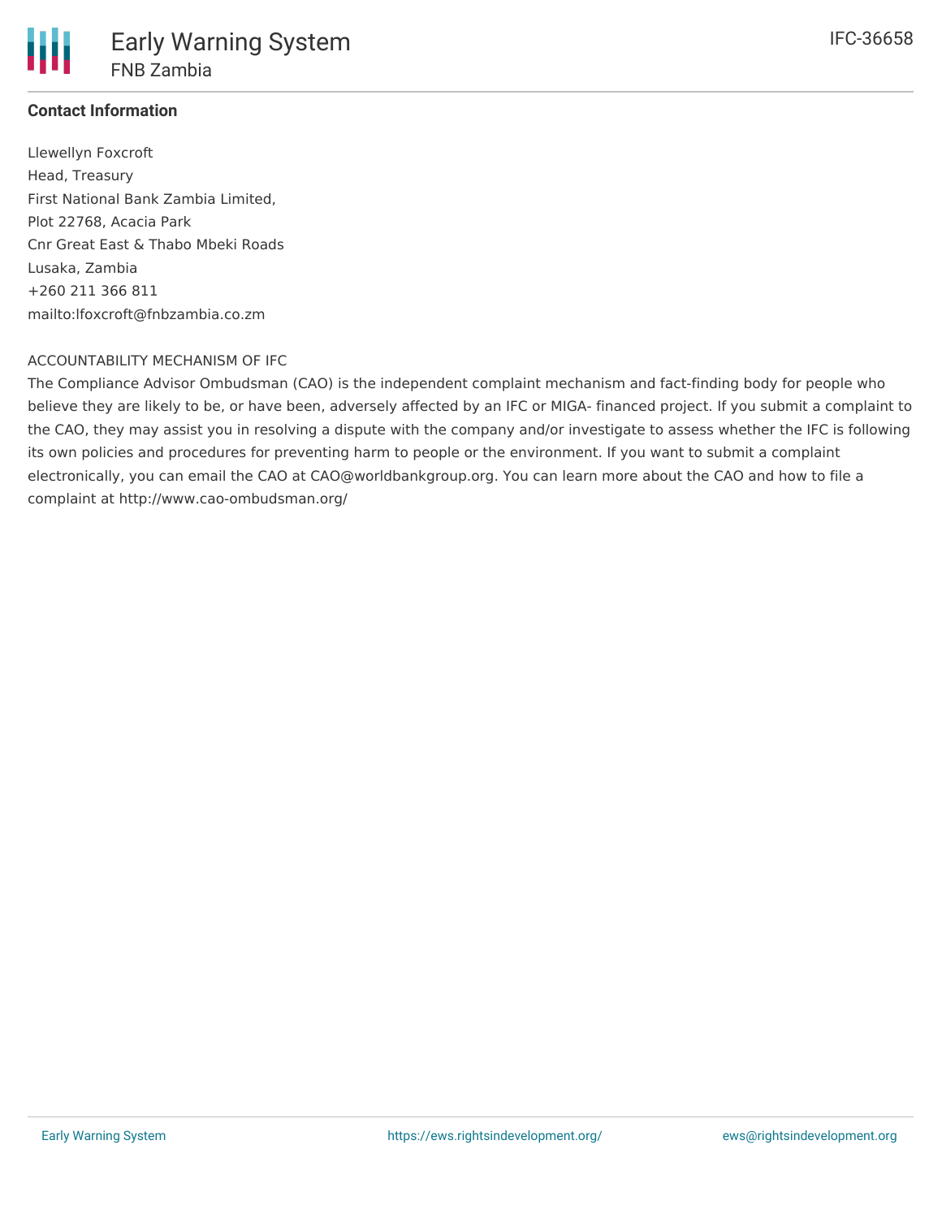**Contact Information**

Llewellyn Foxcroft
Head, Treasury
First National Bank Zambia Limited,
Plot 22768, Acacia Park
Cnr Great East & Thabo Mbeki Roads
Lusaka, Zambia
+260 211 366 811
mailto:lfoxcroft@fnbzambia.co.zm

ACCOUNTABILITY MECHANISM OF IFC

The Compliance Advisor Ombudsman (CAO) is the independent complaint mechanism and fact-finding body for people who believe they are likely to be, or have been, adversely affected by an IFC or MIGA- financed project. If you submit a complaint to the CAO, they may assist you in resolving a dispute with the company and/or investigate to assess whether the IFC is following its own policies and procedures for preventing harm to people or the environment. If you want to submit a complaint electronically, you can email the CAO at CAO@worldbankgroup.org. You can learn more about the CAO and how to file a complaint at http://www.cao-ombudsman.org/